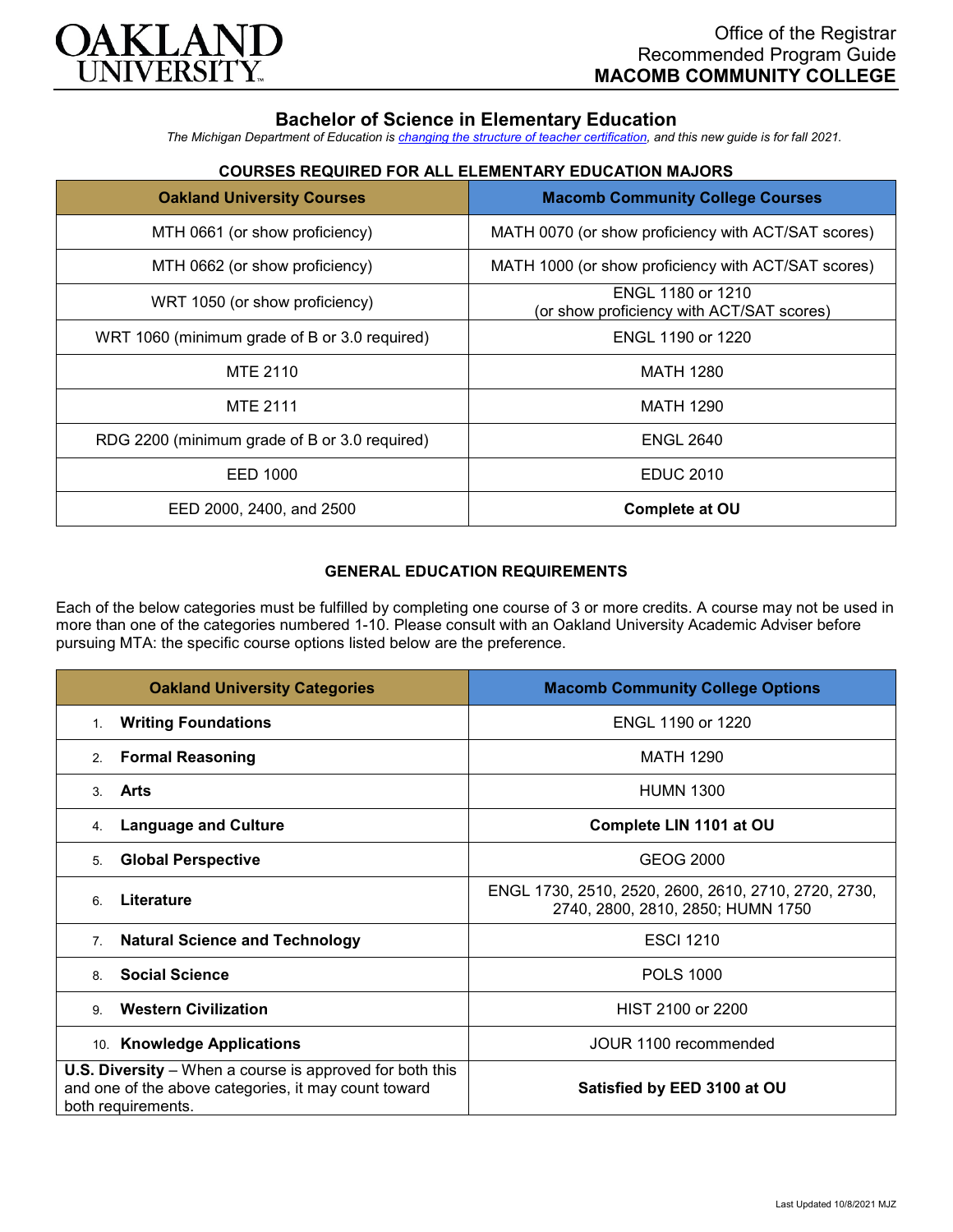Office of the Registrar
Recommended Program Guide
**MACOMB COMMUNITY COLLEGE**

# Bachelor of Science in Elementary Education

*The Michigan Department of Education is changing the structure of teacher certification, and this new guide is for fall 2021.*

### COURSES REQUIRED FOR ALL ELEMENTARY EDUCATION MAJORS

| Oakland University Courses | Macomb Community College Courses |
|---|---|
| MTH 0661 (or show proficiency) | MATH 0070 (or show proficiency with ACT/SAT scores) |
| MTH 0662 (or show proficiency) | MATH 1000 (or show proficiency with ACT/SAT scores) |
| WRT 1050 (or show proficiency) | ENGL 1180 or 1210 (or show proficiency with ACT/SAT scores) |
| WRT 1060 (minimum grade of B or 3.0 required) | ENGL 1190 or 1220 |
| MTE 2110 | MATH 1280 |
| MTE 2111 | MATH 1290 |
| RDG 2200 (minimum grade of B or 3.0 required) | ENGL 2640 |
| EED 1000 | EDUC 2010 |
| EED 2000, 2400, and 2500 | **Complete at OU** |

### GENERAL EDUCATION REQUIREMENTS

Each of the below categories must be fulfilled by completing one course of 3 or more credits. A course may not be used in more than one of the categories numbered 1-10. Please consult with an Oakland University Academic Adviser before pursuing MTA: the specific course options listed below are the preference.

| Oakland University Categories | Macomb Community College Options |
|---|---|
| 1. **Writing Foundations** | ENGL 1190 or 1220 |
| 2. **Formal Reasoning** | MATH 1290 |
| 3. **Arts** | HUMN 1300 |
| 4. **Language and Culture** | **Complete LIN 1101 at OU** |
| 5. **Global Perspective** | GEOG 2000 |
| 6. **Literature** | ENGL 1730, 2510, 2520, 2600, 2610, 2710, 2720, 2730, 2740, 2800, 2810, 2850; HUMN 1750 |
| 7. **Natural Science and Technology** | ESCI 1210 |
| 8. **Social Science** | POLS 1000 |
| 9. **Western Civilization** | HIST 2100 or 2200 |
| 10. **Knowledge Applications** | JOUR 1100 recommended |
| **U.S. Diversity** – When a course is approved for both this and one of the above categories, it may count toward both requirements. | **Satisfied by EED 3100 at OU** |

Last Updated 10/8/2021 MJZ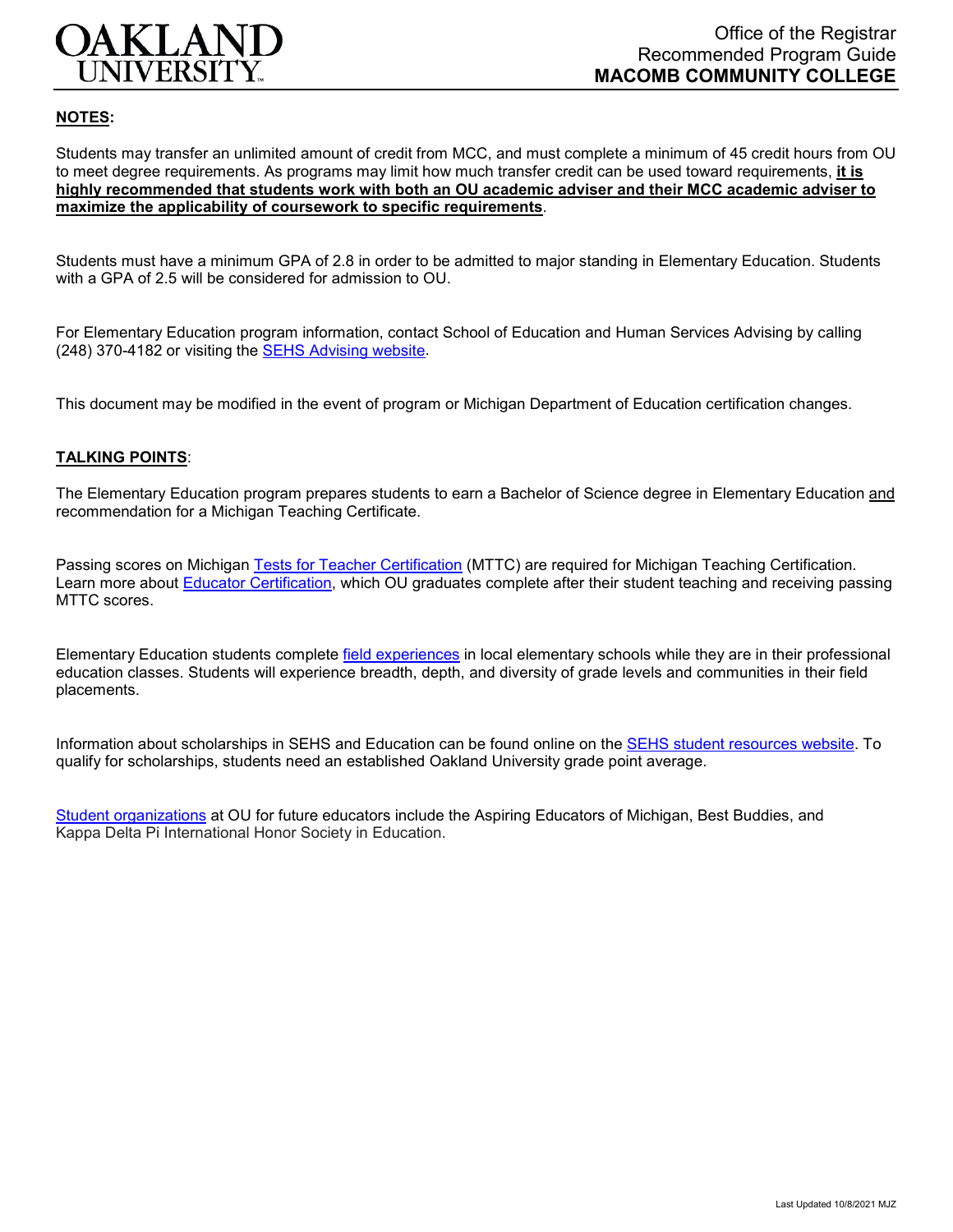**NOTES:**

Students may transfer an unlimited amount of credit from MCC, and must complete a minimum of 45 credit hours from OU to meet degree requirements. As programs may limit how much transfer credit can be used toward requirements, **it is highly recommended that students work with both an OU academic adviser and their MCC academic adviser to maximize the applicability of coursework to specific requirements**.

Students must have a minimum GPA of 2.8 in order to be admitted to major standing in Elementary Education. Students with a GPA of 2.5 will be considered for admission to OU.

For Elementary Education program information, contact School of Education and Human Services Advising by calling (248) 370-4182 or visiting the SEHS Advising website.

This document may be modified in the event of program or Michigan Department of Education certification changes.

**TALKING POINTS:**

The Elementary Education program prepares students to earn a Bachelor of Science degree in Elementary Education and recommendation for a Michigan Teaching Certificate.

Passing scores on Michigan Tests for Teacher Certification (MTTC) are required for Michigan Teaching Certification. Learn more about Educator Certification, which OU graduates complete after their student teaching and receiving passing MTTC scores.

Elementary Education students complete field experiences in local elementary schools while they are in their professional education classes. Students will experience breadth, depth, and diversity of grade levels and communities in their field placements.

Information about scholarships in SEHS and Education can be found online on the SEHS student resources website. To qualify for scholarships, students need an established Oakland University grade point average.

Student organizations at OU for future educators include the Aspiring Educators of Michigan, Best Buddies, and Kappa Delta Pi International Honor Society in Education.

Last Updated 10/8/2021 MJZ